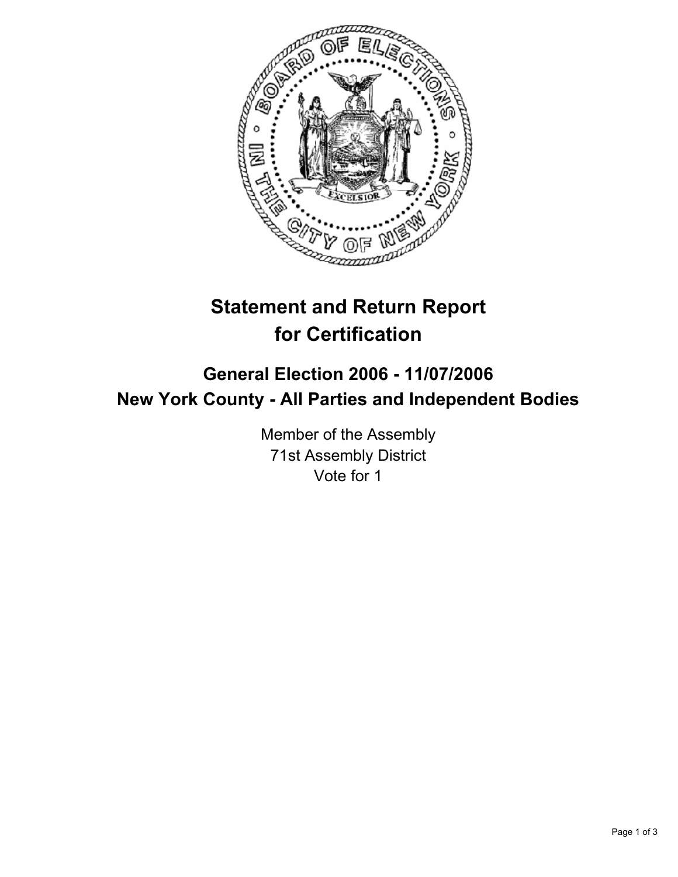# Statement and Return Report for Certification

## General Election 2006 - 11/07/2006
## New York County - All Parties and Independent Bodies

Member of the Assembly
71st Assembly District
Vote for 1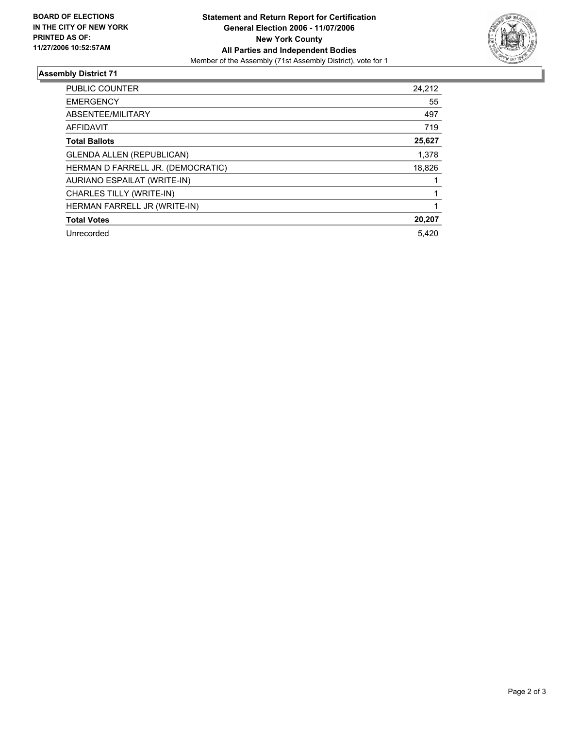**BOARD OF ELECTIONS IN THE CITY OF NEW YORK PRINTED AS OF: 11/27/2006 10:52:57AM**

**Statement and Return Report for Certification**
**General Election 2006 - 11/07/2006**
**New York County**
**All Parties and Independent Bodies**
Member of the Assembly (71st Assembly District), vote for 1

## Assembly District 71

| | |
|---|---|
| PUBLIC COUNTER | 24,212 |
| EMERGENCY | 55 |
| ABSENTEE/MILITARY | 497 |
| AFFIDAVIT | 719 |
| **Total Ballots** | **25,627** |
| GLENDA ALLEN (REPUBLICAN) | 1,378 |
| HERMAN D FARRELL JR. (DEMOCRATIC) | 18,826 |
| AURIANO ESPAILAT (WRITE-IN) | 1 |
| CHARLES TILLY (WRITE-IN) | 1 |
| HERMAN FARRELL JR (WRITE-IN) | 1 |
| **Total Votes** | **20,207** |
| Unrecorded | 5,420 |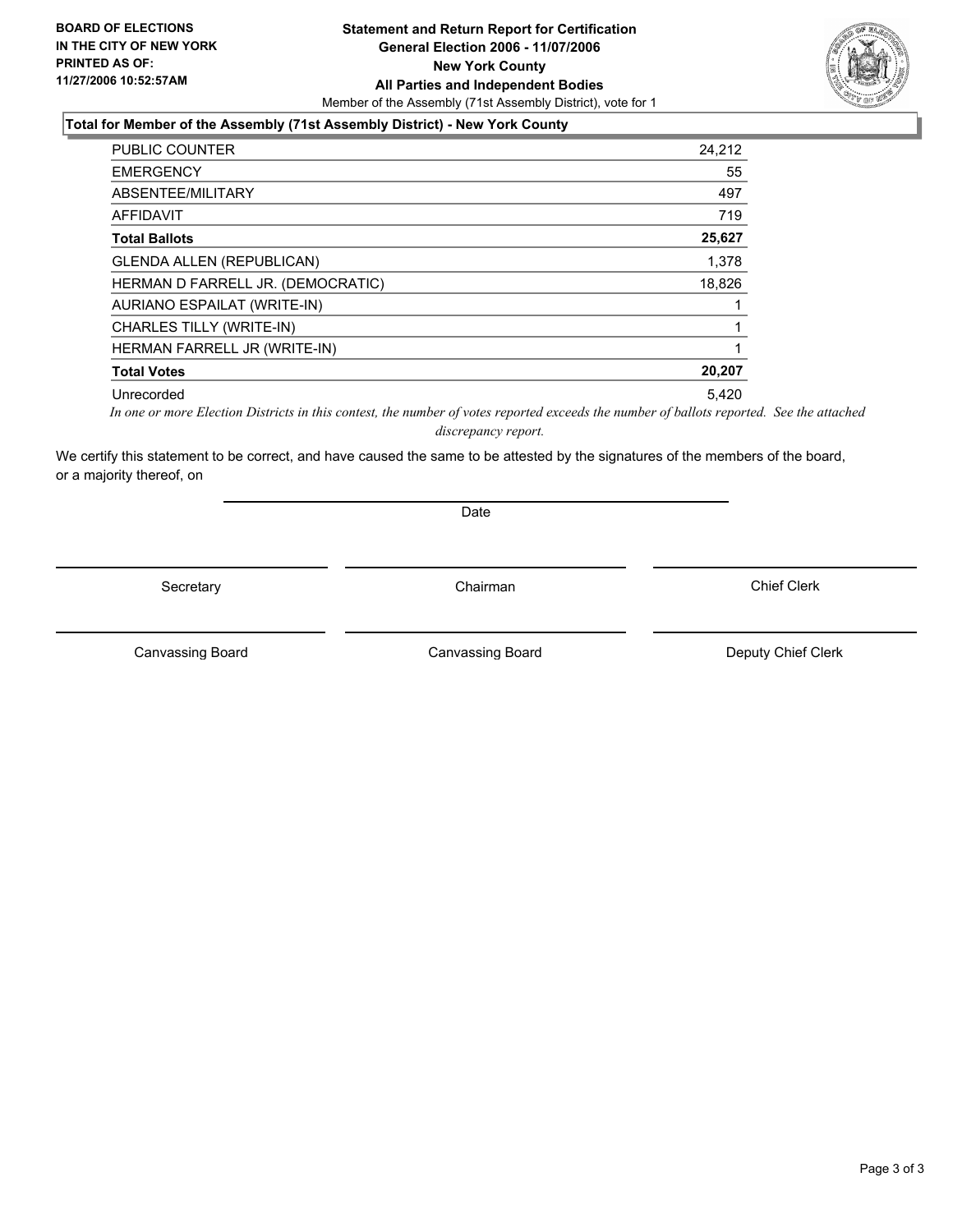**BOARD OF ELECTIONS IN THE CITY OF NEW YORK PRINTED AS OF: 11/27/2006 10:52:57AM**

**Statement and Return Report for Certification**
**General Election 2006 - 11/07/2006**
**New York County**
**All Parties and Independent Bodies**
Member of the Assembly (71st Assembly District), vote for 1

**Total for Member of the Assembly (71st Assembly District) - New York County**

| | |
|---|---|
| PUBLIC COUNTER | 24,212 |
| EMERGENCY | 55 |
| ABSENTEE/MILITARY | 497 |
| AFFIDAVIT | 719 |
| **Total Ballots** | **25,627** |
| GLENDA ALLEN (REPUBLICAN) | 1,378 |
| HERMAN D FARRELL JR. (DEMOCRATIC) | 18,826 |
| AURIANO ESPAILAT (WRITE-IN) | 1 |
| CHARLES TILLY (WRITE-IN) | 1 |
| HERMAN FARRELL JR (WRITE-IN) | 1 |
| **Total Votes** | **20,207** |
| Unrecorded | 5,420 |

*In one or more Election Districts in this contest, the number of votes reported exceeds the number of ballots reported. See the attached discrepancy report.*

We certify this statement to be correct, and have caused the same to be attested by the signatures of the members of the board, or a majority thereof, on

Date

Secretary    Chairman    Chief Clerk

Canvassing Board    Canvassing Board    Deputy Chief Clerk